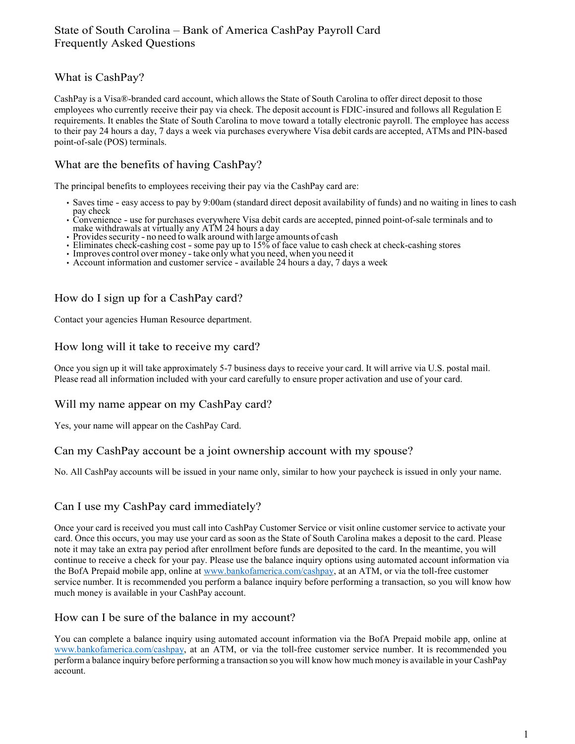# State of South Carolina – Bank of America CashPay Payroll Card Frequently Asked Questions

## What is CashPay?

CashPay is a Visa®-branded card account, which allows the State of South Carolina to offer direct deposit to those employees who currently receive their pay via check. The deposit account is FDIC-insured and follows all Regulation E requirements. It enables the State of South Carolina to move toward a totally electronic payroll. The employee has access to their pay 24 hours a day, 7 days a week via purchases everywhere Visa debit cards are accepted, ATMs and PIN-based point-of-sale (POS) terminals.

## What are the benefits of having CashPay?

The principal benefits to employees receiving their pay via the CashPay card are:

- Saves time - easy access to pay by 9:00am (standard direct deposit availability of funds) and no waiting in lines to cash pay check
- Convenience - use for purchases everywhere Visa debit cards are accepted, pinned point-of-sale terminals and to make withdrawals at virtually any ATM 24 hours a day
- Provides security - no need to walk around with large amounts of cash
- Eliminates check-cashing cost - some pay up to 15% of face value to cash check at check-cashing stores
- Improves control over money - take only what you need, when you need it
- Account information and customer service - available 24 hours a day, 7 days a week

## How do I sign up for a CashPay card?

Contact your agencies Human Resource department.

## How long will it take to receive my card?

Once you sign up it will take approximately 5-7 business days to receive your card. It will arrive via U.S. postal mail. Please read all information included with your card carefully to ensure proper activation and use of your card.

## Will my name appear on my CashPay card?

Yes, your name will appear on the CashPay Card.

## Can my CashPay account be a joint ownership account with my spouse?

No. All CashPay accounts will be issued in your name only, similar to how your paycheck is issued in only your name.

## Can I use my CashPay card immediately?

Once your card is received you must call into CashPay Customer Service or visit online customer service to activate your card. Once this occurs, you may use your card as soon as the State of South Carolina makes a deposit to the card. Please note it may take an extra pay period after enrollment before funds are deposited to the card. In the meantime, you will continue to receive a check for your pay. Please use the balance inquiry options using automated account information via the BofA Prepaid mobile app, online at [www.bankofamerica.com/cashpay](http://www.bankofamerica.com/cashpay), at an ATM, or via the toll-free customer service number. It is recommended you perform a balance inquiry before performing a transaction, so you will know how much money is available in your CashPay account.

## How can I be sure of the balance in my account?

You can complete a balance inquiry using automated account information via the BofA Prepaid mobile app, online at [www.bankofamerica.com/cashpay](http://www.bankofamerica.com/cashpay), at an ATM, or via the toll-free customer service number. It is recommended you perform a balance inquiry before performing a transaction so you will know how much money is available in your CashPay account.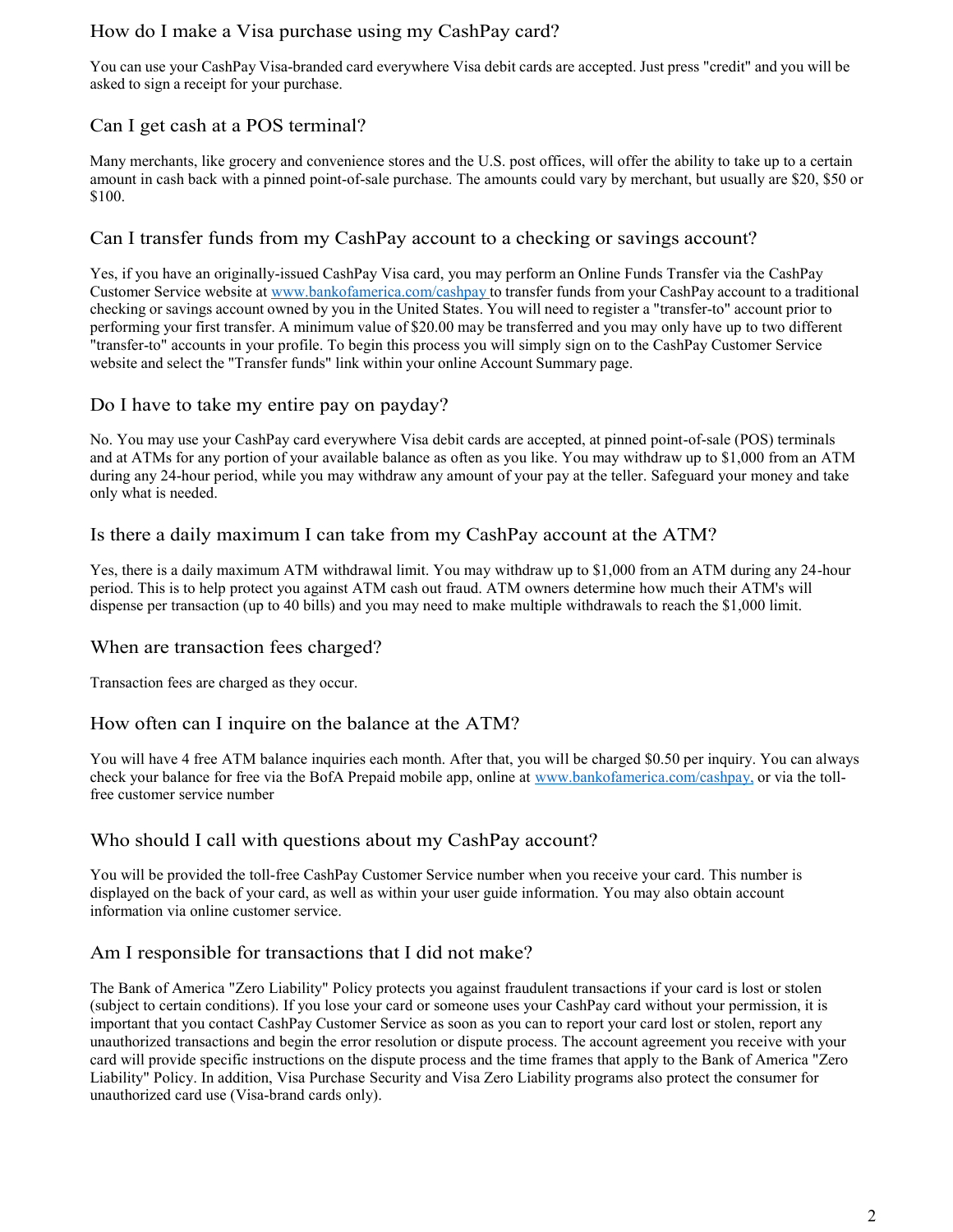## How do I make a Visa purchase using my CashPay card?

You can use your CashPay Visa-branded card everywhere Visa debit cards are accepted. Just press "credit" and you will be asked to sign a receipt for your purchase.

## Can I get cash at a POS terminal?

Many merchants, like grocery and convenience stores and the U.S. post offices, will offer the ability to take up to a certain amount in cash back with a pinned point-of-sale purchase. The amounts could vary by merchant, but usually are $20, $50 or $100.

## Can I transfer funds from my CashPay account to a checking or savings account?

Yes, if you have an originally-issued CashPay Visa card, you may perform an Online Funds Transfer via the CashPay Customer Service website at [www.bankofamerica.com/cashpay](www.bankofamerica.com/cashpay) to transfer funds from your CashPay account to a traditional checking or savings account owned by you in the United States. You will need to register a "transfer-to" account prior to performing your first transfer. A minimum value of $20.00 may be transferred and you may only have up to two different "transfer-to" accounts in your profile. To begin this process you will simply sign on to the CashPay Customer Service website and select the "Transfer funds" link within your online Account Summary page.

## Do I have to take my entire pay on payday?

No. You may use your CashPay card everywhere Visa debit cards are accepted, at pinned point-of-sale (POS) terminals and at ATMs for any portion of your available balance as often as you like. You may withdraw up to $1,000 from an ATM during any 24-hour period, while you may withdraw any amount of your pay at the teller. Safeguard your money and take only what is needed.

## Is there a daily maximum I can take from my CashPay account at the ATM?

Yes, there is a daily maximum ATM withdrawal limit. You may withdraw up to $1,000 from an ATM during any 24-hour period. This is to help protect you against ATM cash out fraud. ATM owners determine how much their ATM's will dispense per transaction (up to 40 bills) and you may need to make multiple withdrawals to reach the $1,000 limit.

## When are transaction fees charged?

Transaction fees are charged as they occur.

## How often can I inquire on the balance at the ATM?

You will have 4 free ATM balance inquiries each month. After that, you will be charged $0.50 per inquiry. You can always check your balance for free via the BofA Prepaid mobile app, online at [www.bankofamerica.com/cashpay,](www.bankofamerica.com/cashpay) or via the toll-free customer service number

## Who should I call with questions about my CashPay account?

You will be provided the toll-free CashPay Customer Service number when you receive your card. This number is displayed on the back of your card, as well as within your user guide information. You may also obtain account information via online customer service.

## Am I responsible for transactions that I did not make?

The Bank of America "Zero Liability" Policy protects you against fraudulent transactions if your card is lost or stolen (subject to certain conditions). If you lose your card or someone uses your CashPay card without your permission, it is important that you contact CashPay Customer Service as soon as you can to report your card lost or stolen, report any unauthorized transactions and begin the error resolution or dispute process. The account agreement you receive with your card will provide specific instructions on the dispute process and the time frames that apply to the Bank of America "Zero Liability" Policy. In addition, Visa Purchase Security and Visa Zero Liability programs also protect the consumer for unauthorized card use (Visa-brand cards only).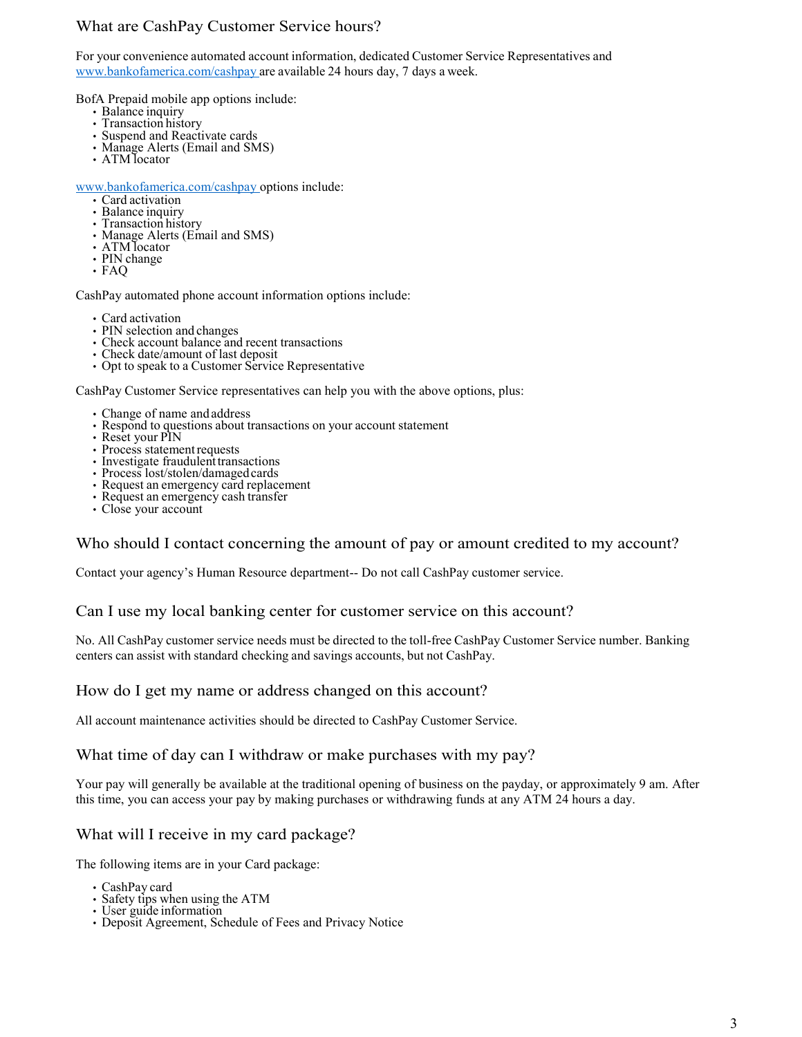## What are CashPay Customer Service hours?

For your convenience automated account information, dedicated Customer Service Representatives and www.bankofamerica.com/cashpay are available 24 hours day, 7 days a week.

BofA Prepaid mobile app options include:

- Balance inquiry
- Transaction history
- Suspend and Reactivate cards
- Manage Alerts (Email and SMS)
- ATM locator

www.bankofamerica.com/cashpay options include:

- Card activation
- Balance inquiry
- Transaction history
- Manage Alerts (Email and SMS)
- ATM locator
- PIN change
- FAQ

CashPay automated phone account information options include:

- Card activation
- PIN selection and changes
- Check account balance and recent transactions
- Check date/amount of last deposit
- Opt to speak to a Customer Service Representative

CashPay Customer Service representatives can help you with the above options, plus:

- Change of name and address
- Respond to questions about transactions on your account statement
- Reset your PIN
- Process statement requests
- Investigate fraudulent transactions
- Process lost/stolen/damaged cards
- Request an emergency card replacement
- Request an emergency cash transfer
- Close your account

## Who should I contact concerning the amount of pay or amount credited to my account?

Contact your agency's Human Resource department-- Do not call CashPay customer service.

## Can I use my local banking center for customer service on this account?

No. All CashPay customer service needs must be directed to the toll-free CashPay Customer Service number. Banking centers can assist with standard checking and savings accounts, but not CashPay.

## How do I get my name or address changed on this account?

All account maintenance activities should be directed to CashPay Customer Service.

## What time of day can I withdraw or make purchases with my pay?

Your pay will generally be available at the traditional opening of business on the payday, or approximately 9 am. After this time, you can access your pay by making purchases or withdrawing funds at any ATM 24 hours a day.

## What will I receive in my card package?

The following items are in your Card package:

- CashPay card
- Safety tips when using the ATM
- User guide information
- Deposit Agreement, Schedule of Fees and Privacy Notice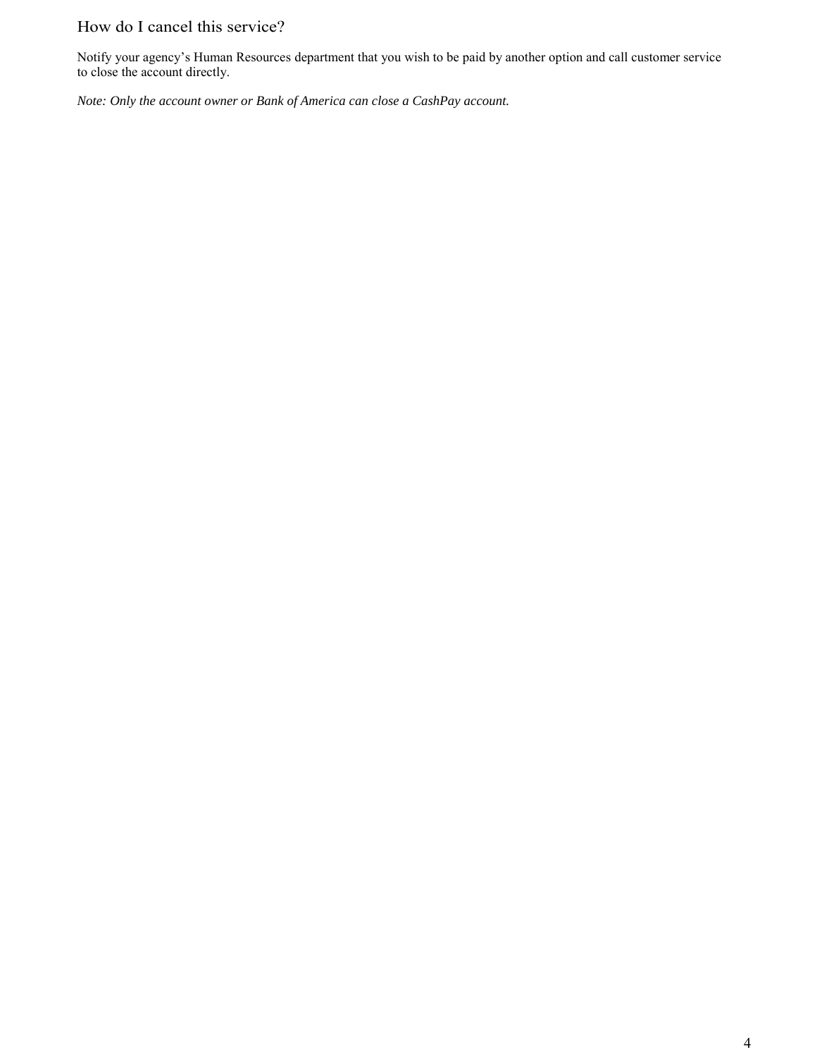## How do I cancel this service?

Notify your agency's Human Resources department that you wish to be paid by another option and call customer service to close the account directly.

*Note: Only the account owner or Bank of America can close a CashPay account.*